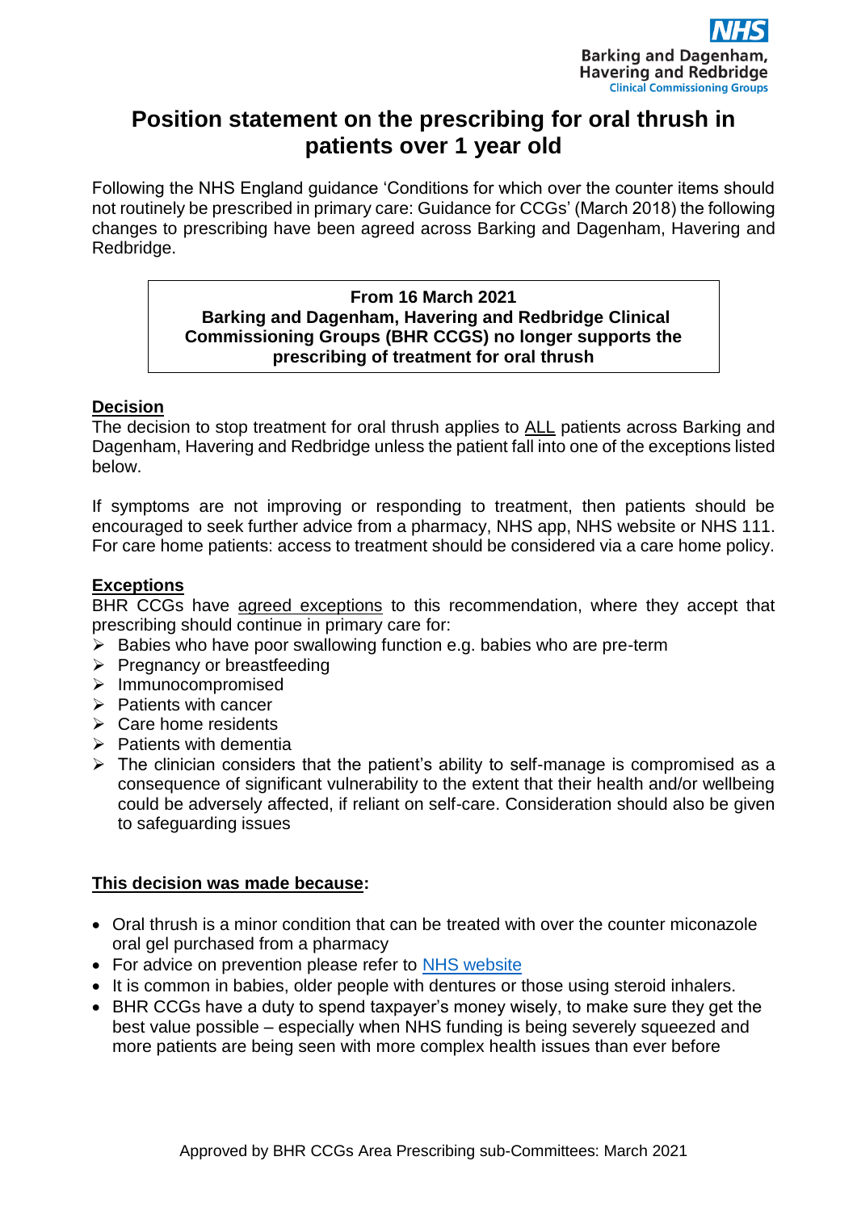Barking and Dagenham, Havering and Redbridge
Clinical Commissioning Groups

# Position statement on the prescribing for oral thrush in patients over 1 year old

Following the NHS England guidance 'Conditions for which over the counter items should not routinely be prescribed in primary care: Guidance for CCGs' (March 2018) the following changes to prescribing have been agreed across Barking and Dagenham, Havering and Redbridge.

> **From 16 March 2021**
> **Barking and Dagenham, Havering and Redbridge Clinical Commissioning Groups (BHR CCGS) no longer supports the prescribing of treatment for oral thrush**

## Decision

The decision to stop treatment for oral thrush applies to ALL patients across Barking and Dagenham, Havering and Redbridge unless the patient fall into one of the exceptions listed below.

If symptoms are not improving or responding to treatment, then patients should be encouraged to seek further advice from a pharmacy, NHS app, NHS website or NHS 111. For care home patients: access to treatment should be considered via a care home policy.

## Exceptions

BHR CCGs have agreed exceptions to this recommendation, where they accept that prescribing should continue in primary care for:

- Babies who have poor swallowing function e.g. babies who are pre-term
- Pregnancy or breastfeeding
- Immunocompromised
- Patients with cancer
- Care home residents
- Patients with dementia
- The clinician considers that the patient's ability to self-manage is compromised as a consequence of significant vulnerability to the extent that their health and/or wellbeing could be adversely affected, if reliant on self-care. Consideration should also be given to safeguarding issues

## This decision was made because:

- Oral thrush is a minor condition that can be treated with over the counter miconazole oral gel purchased from a pharmacy
- For advice on prevention please refer to NHS website
- It is common in babies, older people with dentures or those using steroid inhalers.
- BHR CCGs have a duty to spend taxpayer's money wisely, to make sure they get the best value possible – especially when NHS funding is being severely squeezed and more patients are being seen with more complex health issues than ever before

Approved by BHR CCGs Area Prescribing sub-Committees: March 2021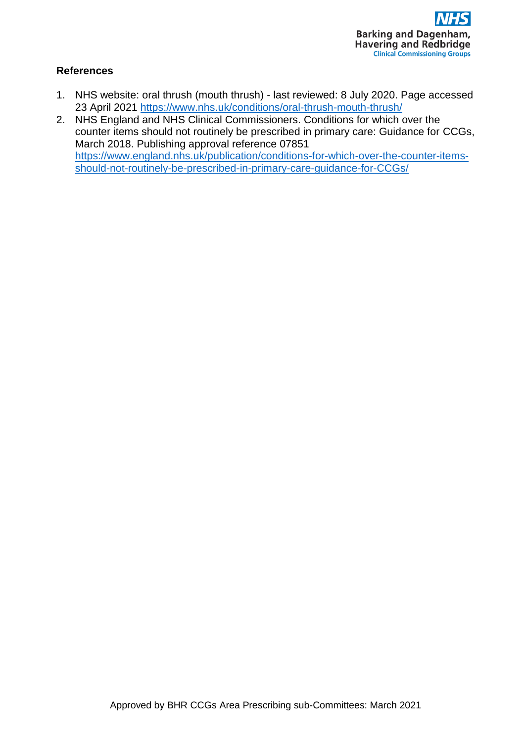## References

1. NHS website: oral thrush (mouth thrush) - last reviewed: 8 July 2020. Page accessed 23 April 2021 https://www.nhs.uk/conditions/oral-thrush-mouth-thrush/
2. NHS England and NHS Clinical Commissioners. Conditions for which over the counter items should not routinely be prescribed in primary care: Guidance for CCGs, March 2018. Publishing approval reference 07851 https://www.england.nhs.uk/publication/conditions-for-which-over-the-counter-items-should-not-routinely-be-prescribed-in-primary-care-guidance-for-CCGs/

Approved by BHR CCGs Area Prescribing sub-Committees: March 2021